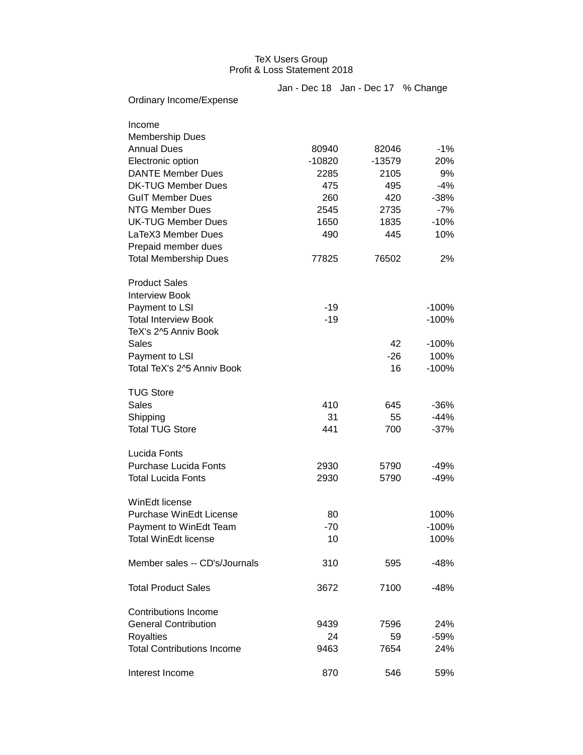TeX Users Group
Profit & Loss Statement 2018

| | Jan - Dec 18 | Jan - Dec 17 | % Change |
|---|---|---|---|
| Ordinary Income/Expense | | | |
| | | | |
| Income | | | |
| Membership Dues | | | |
| Annual Dues | 80940 | 82046 | -1% |
| Electronic option | -10820 | -13579 | 20% |
| DANTE Member Dues | 2285 | 2105 | 9% |
| DK-TUG Member Dues | 475 | 495 | -4% |
| GuIT Member Dues | 260 | 420 | -38% |
| NTG Member Dues | 2545 | 2735 | -7% |
| UK-TUG Member Dues | 1650 | 1835 | -10% |
| LaTeX3 Member Dues | 490 | 445 | 10% |
| Prepaid member dues | | | |
| Total Membership Dues | 77825 | 76502 | 2% |
| | | | |
| Product Sales | | | |
| Interview Book | | | |
| Payment to LSI | -19 | | -100% |
| Total Interview Book | -19 | | -100% |
| TeX's 2^5 Anniv Book | | | |
| Sales | | 42 | -100% |
| Payment to LSI | | -26 | 100% |
| Total TeX's 2^5 Anniv Book | | 16 | -100% |
| | | | |
| TUG Store | | | |
| Sales | 410 | 645 | -36% |
| Shipping | 31 | 55 | -44% |
| Total TUG Store | 441 | 700 | -37% |
| | | | |
| Lucida Fonts | | | |
| Purchase Lucida Fonts | 2930 | 5790 | -49% |
| Total Lucida Fonts | 2930 | 5790 | -49% |
| | | | |
| WinEdt license | | | |
| Purchase WinEdt License | 80 | | 100% |
| Payment to WinEdt Team | -70 | | -100% |
| Total WinEdt license | 10 | | 100% |
| | | | |
| Member sales -- CD's/Journals | 310 | 595 | -48% |
| | | | |
| Total Product Sales | 3672 | 7100 | -48% |
| | | | |
| Contributions Income | | | |
| General Contribution | 9439 | 7596 | 24% |
| Royalties | 24 | 59 | -59% |
| Total Contributions Income | 9463 | 7654 | 24% |
| | | | |
| Interest Income | 870 | 546 | 59% |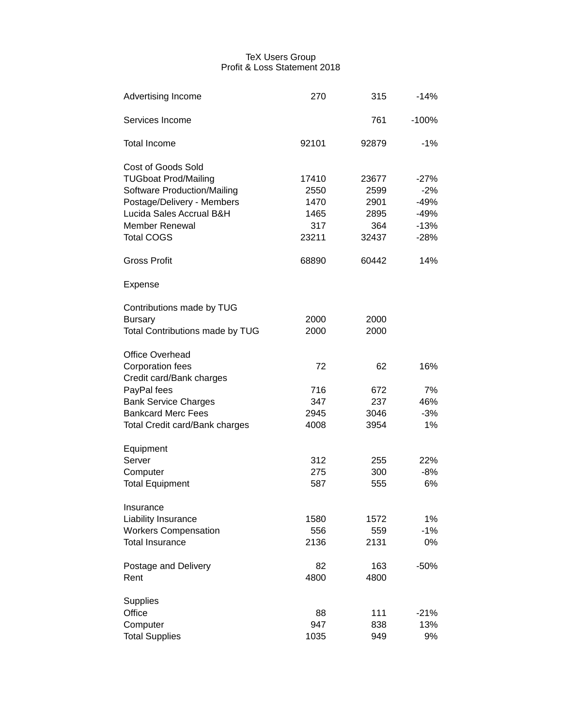TeX Users Group
Profit & Loss Statement 2018

| | | | |
|---|---|---|---|
| Advertising Income | 270 | 315 | -14% |
| | | | |
| Services Income | | 761 | -100% |
| | | | |
| Total Income | 92101 | 92879 | -1% |
| | | | |
| Cost of Goods Sold | | | |
| TUGboat Prod/Mailing | 17410 | 23677 | -27% |
| Software Production/Mailing | 2550 | 2599 | -2% |
| Postage/Delivery - Members | 1470 | 2901 | -49% |
| Lucida Sales Accrual B&H | 1465 | 2895 | -49% |
| Member Renewal | 317 | 364 | -13% |
| Total COGS | 23211 | 32437 | -28% |
| | | | |
| Gross Profit | 68890 | 60442 | 14% |
| | | | |
| Expense | | | |
| | | | |
| Contributions made by TUG | | | |
| Bursary | 2000 | 2000 | |
| Total Contributions made by TUG | 2000 | 2000 | |
| | | | |
| Office Overhead | | | |
| Corporation fees | 72 | 62 | 16% |
| Credit card/Bank charges | | | |
| PayPal fees | 716 | 672 | 7% |
| Bank Service Charges | 347 | 237 | 46% |
| Bankcard Merc Fees | 2945 | 3046 | -3% |
| Total Credit card/Bank charges | 4008 | 3954 | 1% |
| | | | |
| Equipment | | | |
| Server | 312 | 255 | 22% |
| Computer | 275 | 300 | -8% |
| Total Equipment | 587 | 555 | 6% |
| | | | |
| Insurance | | | |
| Liability Insurance | 1580 | 1572 | 1% |
| Workers Compensation | 556 | 559 | -1% |
| Total Insurance | 2136 | 2131 | 0% |
| | | | |
| Postage and Delivery | 82 | 163 | -50% |
| Rent | 4800 | 4800 | |
| | | | |
| Supplies | | | |
| Office | 88 | 111 | -21% |
| Computer | 947 | 838 | 13% |
| Total Supplies | 1035 | 949 | 9% |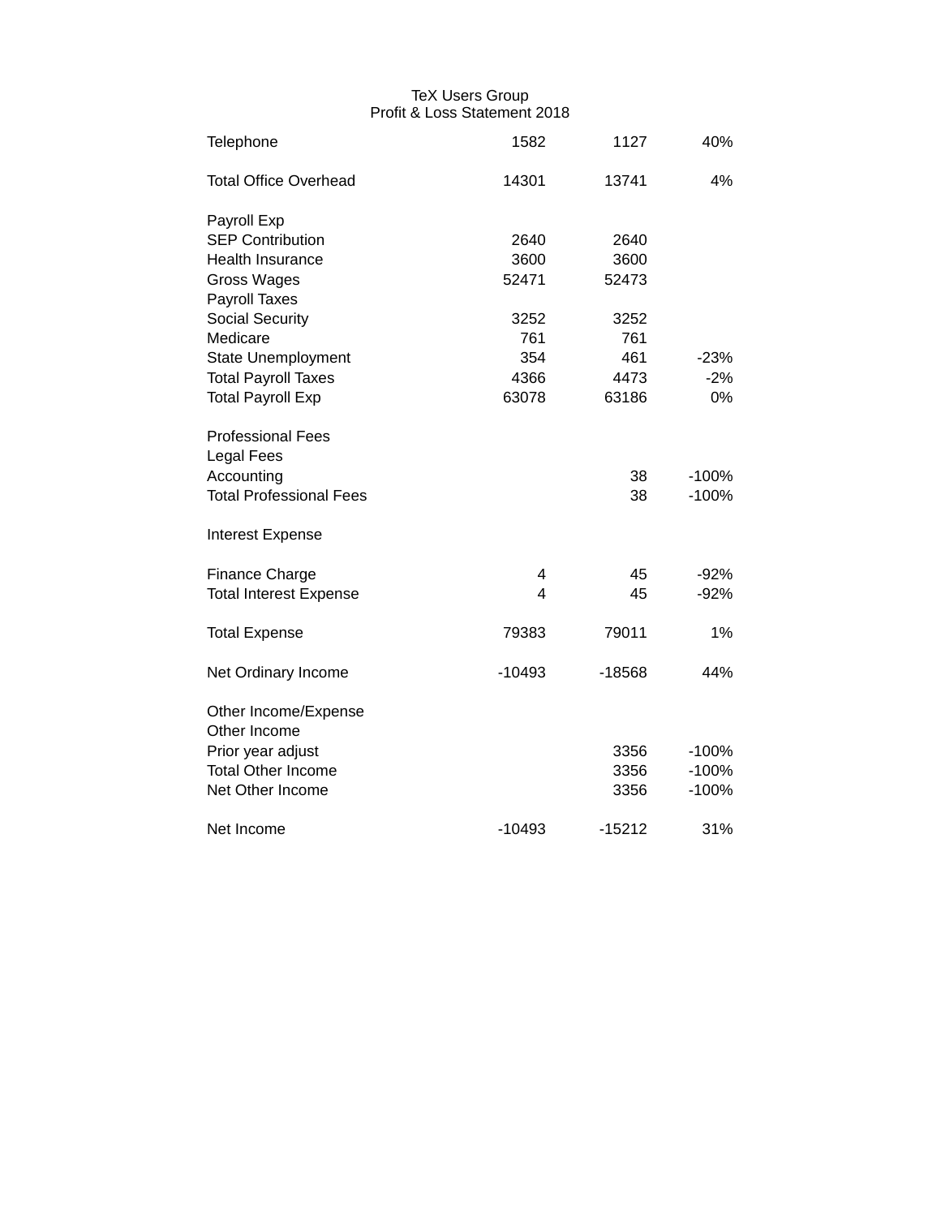TeX Users Group
Profit & Loss Statement 2018

| | | | |
|---|---|---|---|
| Telephone | 1582 | 1127 | 40% |
| | | | |
| Total Office Overhead | 14301 | 13741 | 4% |
| | | | |
| Payroll Exp | | | |
| SEP Contribution | 2640 | 2640 | |
| Health Insurance | 3600 | 3600 | |
| Gross Wages | 52471 | 52473 | |
| Payroll Taxes | | | |
| Social Security | 3252 | 3252 | |
| Medicare | 761 | 761 | |
| State Unemployment | 354 | 461 | -23% |
| Total Payroll Taxes | 4366 | 4473 | -2% |
| Total Payroll Exp | 63078 | 63186 | 0% |
| | | | |
| Professional Fees | | | |
| Legal Fees | | | |
| Accounting | | 38 | -100% |
| Total Professional Fees | | 38 | -100% |
| | | | |
| Interest Expense | | | |
| | | | |
| Finance Charge | 4 | 45 | -92% |
| Total Interest Expense | 4 | 45 | -92% |
| | | | |
| Total Expense | 79383 | 79011 | 1% |
| | | | |
| Net Ordinary Income | -10493 | -18568 | 44% |
| | | | |
| Other Income/Expense | | | |
| Other Income | | | |
| Prior year adjust | | 3356 | -100% |
| Total Other Income | | 3356 | -100% |
| Net Other Income | | 3356 | -100% |
| | | | |
| Net Income | -10493 | -15212 | 31% |